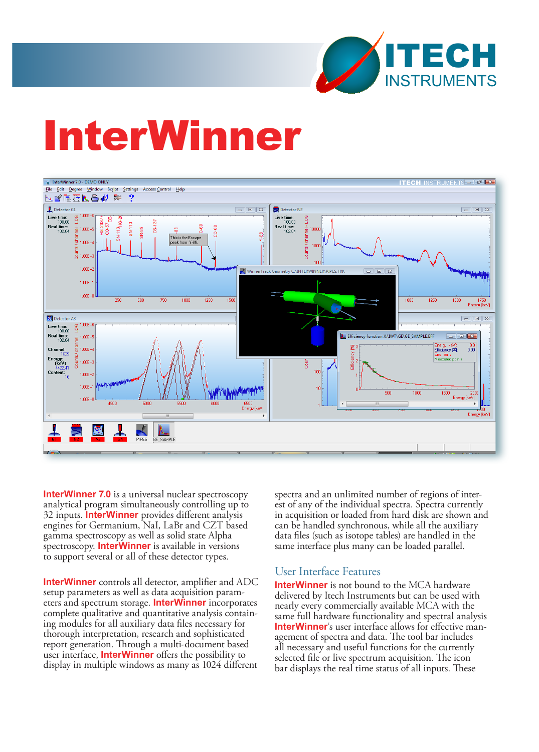# InterWinner

**InterWinner 7.0** is a universal nuclear spectroscopy analytical program simultaneously controlling up to 32 inputs. **InterWinner** provides different analysis engines for Germanium, NaI, LaBr and CZT based gamma spectroscopy as well as solid state Alpha spectroscopy. **InterWinner** is available in versions to support several or all of these detector types.

**InterWinner** controls all detector, amplifier and ADC setup parameters as well as data acquisition parameters and spectrum storage. **InterWinner** incorporates complete qualitative and quantitative analysis containing modules for all auxiliary data files necessary for thorough interpretation, research and sophisticated report generation. Through a multi-document based user interface, **InterWinner** offers the possibility to display in multiple windows as many as 1024 different spectra and an unlimited number of regions of interest of any of the individual spectra. Spectra currently in acquisition or loaded from hard disk are shown and can be handled synchronous, while all the auxiliary data files (such as isotope tables) are handled in the same interface plus many can be loaded parallel.

## User Interface Features

**InterWinner** is not bound to the MCA hardware delivered by Itech Instruments but can be used with nearly every commercially available MCA with the same full hardware functionality and spectral analysis. **InterWinner**'s user interface allows for effective management of spectra and data. The tool bar includes all necessary and useful functions for the currently selected file or live spectrum acquisition. The icon bar displays the real time status of all inputs. These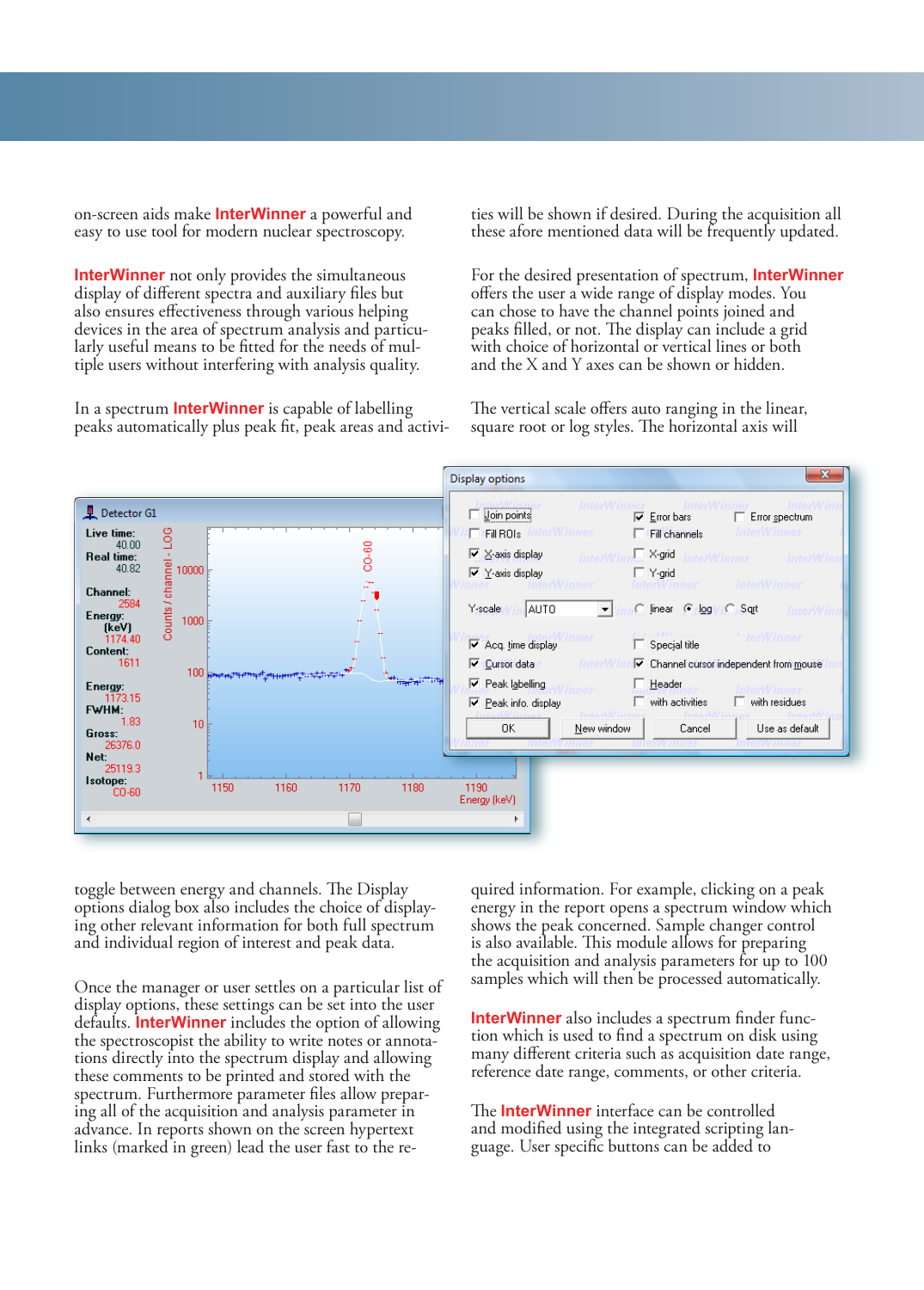on-screen aids make **InterWinner** a powerful and easy to use tool for modern nuclear spectroscopy.

**InterWinner** not only provides the simultaneous display of different spectra and auxiliary files but also ensures effectiveness through various helping devices in the area of spectrum analysis and particularly useful means to be fitted for the needs of multiple users without interfering with analysis quality.

In a spectrum **InterWinner** is capable of labelling peaks automatically plus peak fit, peak areas and activities will be shown if desired. During the acquisition all these afore mentioned data will be frequently updated.

For the desired presentation of spectrum, **InterWinner** offers the user a wide range of display modes. You can chose to have the channel points joined and peaks filled, or not. The display can include a grid with choice of horizontal or vertical lines or both and the X and Y axes can be shown or hidden.

The vertical scale offers auto ranging in the linear, square root or log styles. The horizontal axis will toggle between energy and channels. The Display options dialog box also includes the choice of displaying other relevant information for both full spectrum and individual region of interest and peak data.

Once the manager or user settles on a particular list of display options, these settings can be set into the user defaults. **InterWinner** includes the option of allowing the spectroscopist the ability to write notes or annotations directly into the spectrum display and allowing these comments to be printed and stored with the spectrum. Furthermore parameter files allow preparing all of the acquisition and analysis parameter in advance. In reports shown on the screen hypertext links (marked in green) lead the user fast to the required information. For example, clicking on a peak energy in the report opens a spectrum window which shows the peak concerned. Sample changer control is also available. This module allows for preparing the acquisition and analysis parameters for up to 100 samples which will then be processed automatically.

**InterWinner** also includes a spectrum finder function which is used to find a spectrum on disk using many different criteria such as acquisition date range, reference date range, comments, or other criteria.

The **InterWinner** interface can be controlled and modified using the integrated scripting language. User specific buttons can be added to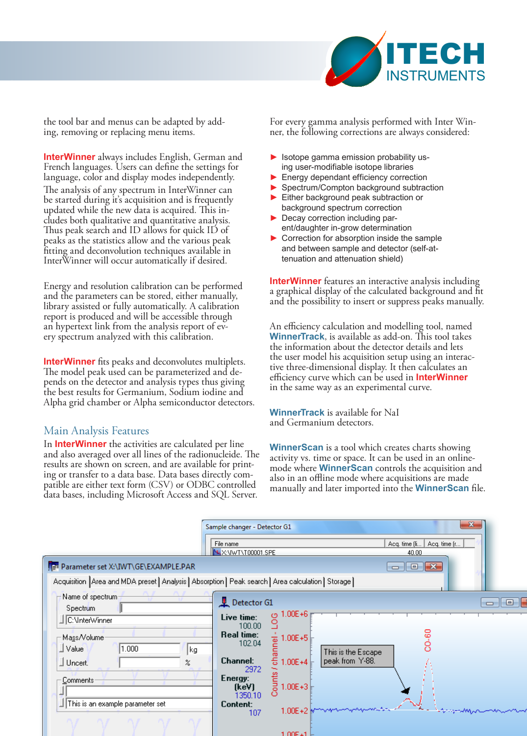the tool bar and menus can be adapted by adding, removing or replacing menu items.

**InterWinner** always includes English, German and French languages. Users can define the settings for language, color and display modes independently.

The analysis of any spectrum in InterWinner can be started during it's acquisition and is frequently updated while the new data is acquired. This includes both qualitative and quantitative analysis. Thus peak search and ID allows for quick ID of peaks as the statistics allow and the various peak fitting and deconvolution techniques available in InterWinner will occur automatically if desired.

Energy and resolution calibration can be performed and the parameters can be stored, either manually, library assisted or fully automatically. A calibration report is produced and will be accessible through an hypertext link from the analysis report of every spectrum analyzed with this calibration.

**InterWinner** fits peaks and deconvolutes multiplets. The model peak used can be parameterized and depends on the detector and analysis types thus giving the best results for Germanium, Sodium iodine and Alpha grid chamber or Alpha semiconductor detectors.

## Main Analysis Features

In **InterWinner** the activities are calculated per line and also averaged over all lines of the radionucleide. The results are shown on screen, and are available for printing or transfer to a data base. Data bases directly compatible are either text form (CSV) or ODBC controlled data bases, including Microsoft Access and SQL Server.

For every gamma analysis performed with Inter Winner, the following corrections are always considered:

- Isotope gamma emission probability using user-modifiable isotope libraries
- Energy dependant efficiency correction
- Spectrum/Compton background subtraction
- Either background peak subtraction or background spectrum correction
- Decay correction including parent/daughter in-grow determination
- Correction for absorption inside the sample and between sample and detector (self-attenuation and attenuation shield)

**InterWinner** features an interactive analysis including a graphical display of the calculated background and fit and the possibility to insert or suppress peaks manually.

An efficiency calculation and modelling tool, named **WinnerTrack**, is available as add-on. This tool takes the information about the detector details and lets the user model his acquisition setup using an interactive three-dimensional display. It then calculates an efficiency curve which can be used in **InterWinner** in the same way as an experimental curve.

**WinnerTrack** is available for NaI and Germanium detectors.

**WinnerScan** is a tool which creates charts showing activity vs. time or space. It can be used in an online-mode where **WinnerScan** controls the acquisition and also in an offline mode where acquisitions are made manually and later imported into the **WinnerScan** file.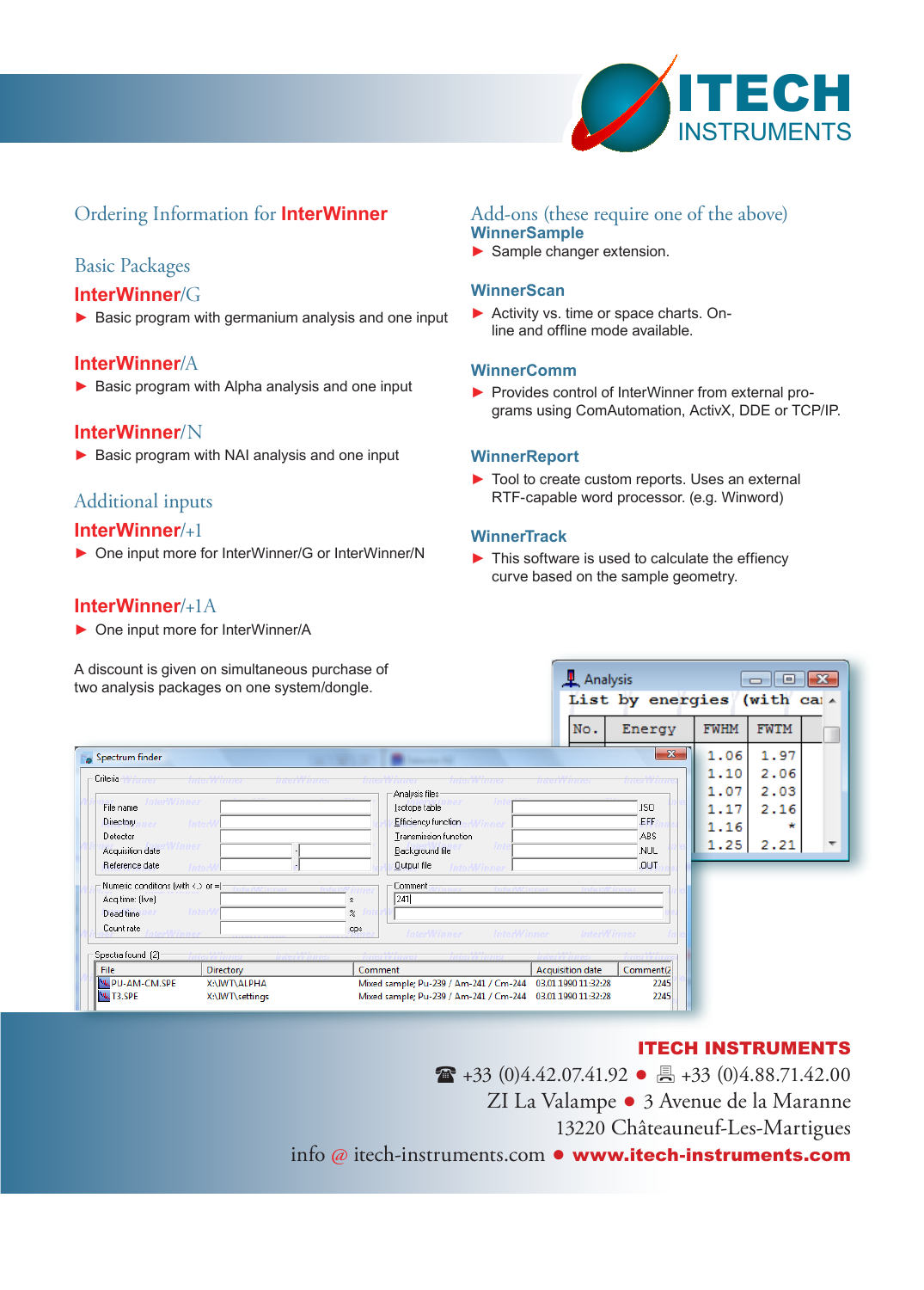## Ordering Information for InterWinner

### Basic Packages

#### InterWinner/G

- Basic program with germanium analysis and one input

#### InterWinner/A

- Basic program with Alpha analysis and one input

#### InterWinner/N

- Basic program with NAI analysis and one input

### Additional inputs

#### InterWinner/+1

- One input more for InterWinner/G or InterWinner/N

#### InterWinner/+1A

- One input more for InterWinner/A

A discount is given on simultaneous purchase of two analysis packages on one system/dongle.

## Add-ons (these require one of the above)

#### WinnerSample

- Sample changer extension.

#### WinnerScan

- Activity vs. time or space charts. On-line and offline mode available.

#### WinnerComm

- Provides control of InterWinner from external programs using ComAutomation, ActivX, DDE or TCP/IP.

#### WinnerReport

- Tool to create custom reports. Uses an external RTF-capable word processor. (e.g. Winword)

#### WinnerTrack

- This software is used to calculate the effiency curve based on the sample geometry.

**ITECH INSTRUMENTS**

☎ +33 (0)4.42.07.41.92 ● 🖷 +33 (0)4.88.71.42.00
ZI La Valampe ● 3 Avenue de la Maranne
13220 Châteauneuf-Les-Martigues
info @ itech-instruments.com ● **www.itech-instruments.com**